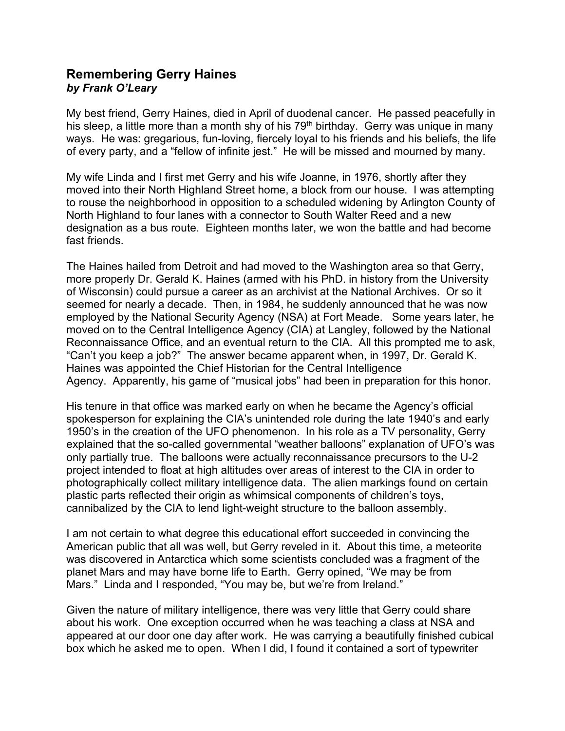## Remembering Gerry Haines
***by Frank O'Leary***

My best friend, Gerry Haines, died in April of duodenal cancer. He passed peacefully in his sleep, a little more than a month shy of his 79th birthday. Gerry was unique in many ways. He was: gregarious, fun-loving, fiercely loyal to his friends and his beliefs, the life of every party, and a "fellow of infinite jest." He will be missed and mourned by many.

My wife Linda and I first met Gerry and his wife Joanne, in 1976, shortly after they moved into their North Highland Street home, a block from our house. I was attempting to rouse the neighborhood in opposition to a scheduled widening by Arlington County of North Highland to four lanes with a connector to South Walter Reed and a new designation as a bus route. Eighteen months later, we won the battle and had become fast friends.

The Haines hailed from Detroit and had moved to the Washington area so that Gerry, more properly Dr. Gerald K. Haines (armed with his PhD. in history from the University of Wisconsin) could pursue a career as an archivist at the National Archives. Or so it seemed for nearly a decade. Then, in 1984, he suddenly announced that he was now employed by the National Security Agency (NSA) at Fort Meade. Some years later, he moved on to the Central Intelligence Agency (CIA) at Langley, followed by the National Reconnaissance Office, and an eventual return to the CIA. All this prompted me to ask, "Can't you keep a job?" The answer became apparent when, in 1997, Dr. Gerald K. Haines was appointed the Chief Historian for the Central Intelligence Agency. Apparently, his game of "musical jobs" had been in preparation for this honor.

His tenure in that office was marked early on when he became the Agency's official spokesperson for explaining the CIA's unintended role during the late 1940's and early 1950's in the creation of the UFO phenomenon. In his role as a TV personality, Gerry explained that the so-called governmental "weather balloons" explanation of UFO's was only partially true. The balloons were actually reconnaissance precursors to the U-2 project intended to float at high altitudes over areas of interest to the CIA in order to photographically collect military intelligence data. The alien markings found on certain plastic parts reflected their origin as whimsical components of children's toys, cannibalized by the CIA to lend light-weight structure to the balloon assembly.

I am not certain to what degree this educational effort succeeded in convincing the American public that all was well, but Gerry reveled in it. About this time, a meteorite was discovered in Antarctica which some scientists concluded was a fragment of the planet Mars and may have borne life to Earth. Gerry opined, "We may be from Mars." Linda and I responded, "You may be, but we're from Ireland."

Given the nature of military intelligence, there was very little that Gerry could share about his work. One exception occurred when he was teaching a class at NSA and appeared at our door one day after work. He was carrying a beautifully finished cubical box which he asked me to open. When I did, I found it contained a sort of typewriter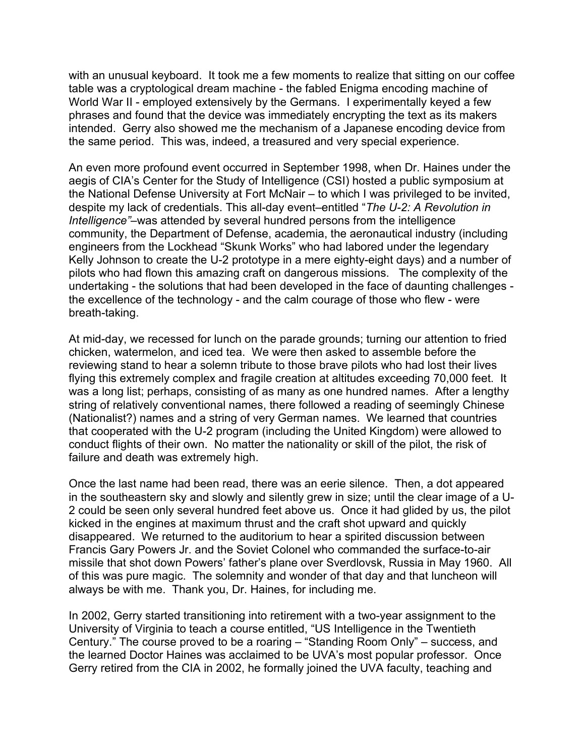with an unusual keyboard. It took me a few moments to realize that sitting on our coffee table was a cryptological dream machine - the fabled Enigma encoding machine of World War II - employed extensively by the Germans. I experimentally keyed a few phrases and found that the device was immediately encrypting the text as its makers intended. Gerry also showed me the mechanism of a Japanese encoding device from the same period. This was, indeed, a treasured and very special experience.

An even more profound event occurred in September 1998, when Dr. Haines under the aegis of CIA's Center for the Study of Intelligence (CSI) hosted a public symposium at the National Defense University at Fort McNair – to which I was privileged to be invited, despite my lack of credentials. This all-day event–entitled "*The U-2: A Revolution in Intelligence"*–was attended by several hundred persons from the intelligence community, the Department of Defense, academia, the aeronautical industry (including engineers from the Lockhead "Skunk Works" who had labored under the legendary Kelly Johnson to create the U-2 prototype in a mere eighty-eight days) and a number of pilots who had flown this amazing craft on dangerous missions. The complexity of the undertaking - the solutions that had been developed in the face of daunting challenges - the excellence of the technology - and the calm courage of those who flew - were breath-taking.

At mid-day, we recessed for lunch on the parade grounds; turning our attention to fried chicken, watermelon, and iced tea. We were then asked to assemble before the reviewing stand to hear a solemn tribute to those brave pilots who had lost their lives flying this extremely complex and fragile creation at altitudes exceeding 70,000 feet. It was a long list; perhaps, consisting of as many as one hundred names. After a lengthy string of relatively conventional names, there followed a reading of seemingly Chinese (Nationalist?) names and a string of very German names. We learned that countries that cooperated with the U-2 program (including the United Kingdom) were allowed to conduct flights of their own. No matter the nationality or skill of the pilot, the risk of failure and death was extremely high.

Once the last name had been read, there was an eerie silence. Then, a dot appeared in the southeastern sky and slowly and silently grew in size; until the clear image of a U-2 could be seen only several hundred feet above us. Once it had glided by us, the pilot kicked in the engines at maximum thrust and the craft shot upward and quickly disappeared. We returned to the auditorium to hear a spirited discussion between Francis Gary Powers Jr. and the Soviet Colonel who commanded the surface-to-air missile that shot down Powers' father's plane over Sverdlovsk, Russia in May 1960. All of this was pure magic. The solemnity and wonder of that day and that luncheon will always be with me. Thank you, Dr. Haines, for including me.

In 2002, Gerry started transitioning into retirement with a two-year assignment to the University of Virginia to teach a course entitled, "US Intelligence in the Twentieth Century." The course proved to be a roaring – "Standing Room Only" – success, and the learned Doctor Haines was acclaimed to be UVA's most popular professor. Once Gerry retired from the CIA in 2002, he formally joined the UVA faculty, teaching and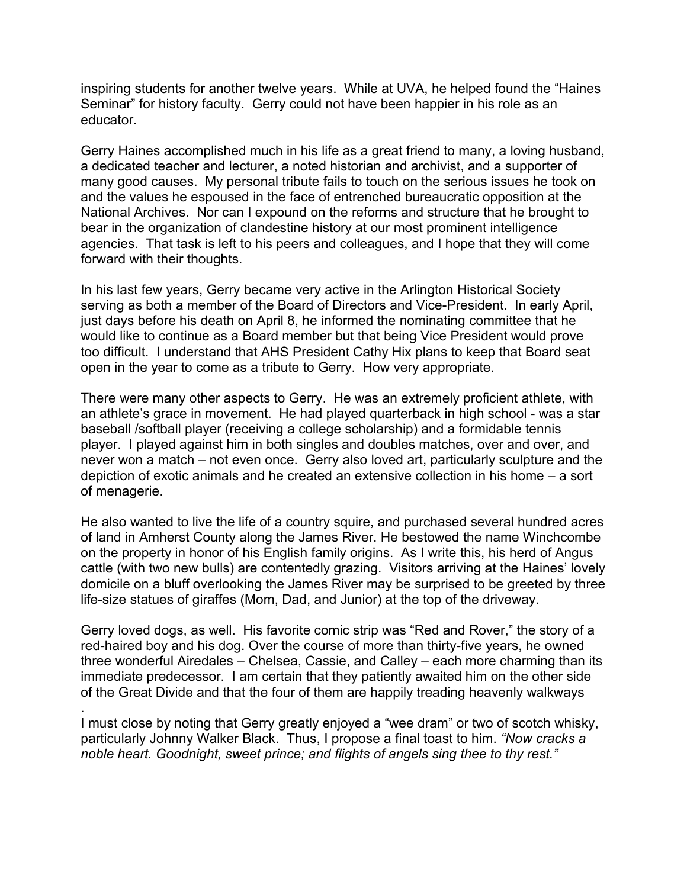inspiring students for another twelve years. While at UVA, he helped found the "Haines Seminar" for history faculty. Gerry could not have been happier in his role as an educator.

Gerry Haines accomplished much in his life as a great friend to many, a loving husband, a dedicated teacher and lecturer, a noted historian and archivist, and a supporter of many good causes. My personal tribute fails to touch on the serious issues he took on and the values he espoused in the face of entrenched bureaucratic opposition at the National Archives. Nor can I expound on the reforms and structure that he brought to bear in the organization of clandestine history at our most prominent intelligence agencies. That task is left to his peers and colleagues, and I hope that they will come forward with their thoughts.

In his last few years, Gerry became very active in the Arlington Historical Society serving as both a member of the Board of Directors and Vice-President. In early April, just days before his death on April 8, he informed the nominating committee that he would like to continue as a Board member but that being Vice President would prove too difficult. I understand that AHS President Cathy Hix plans to keep that Board seat open in the year to come as a tribute to Gerry. How very appropriate.

There were many other aspects to Gerry. He was an extremely proficient athlete, with an athlete's grace in movement. He had played quarterback in high school - was a star baseball /softball player (receiving a college scholarship) and a formidable tennis player. I played against him in both singles and doubles matches, over and over, and never won a match – not even once. Gerry also loved art, particularly sculpture and the depiction of exotic animals and he created an extensive collection in his home – a sort of menagerie.

He also wanted to live the life of a country squire, and purchased several hundred acres of land in Amherst County along the James River. He bestowed the name Winchcombe on the property in honor of his English family origins. As I write this, his herd of Angus cattle (with two new bulls) are contentedly grazing. Visitors arriving at the Haines' lovely domicile on a bluff overlooking the James River may be surprised to be greeted by three life-size statues of giraffes (Mom, Dad, and Junior) at the top of the driveway.

Gerry loved dogs, as well. His favorite comic strip was "Red and Rover," the story of a red-haired boy and his dog. Over the course of more than thirty-five years, he owned three wonderful Airedales – Chelsea, Cassie, and Calley – each more charming than its immediate predecessor. I am certain that they patiently awaited him on the other side of the Great Divide and that the four of them are happily treading heavenly walkways

.
I must close by noting that Gerry greatly enjoyed a "wee dram" or two of scotch whisky, particularly Johnny Walker Black. Thus, I propose a final toast to him. *"Now cracks a noble heart. Goodnight, sweet prince; and flights of angels sing thee to thy rest."*